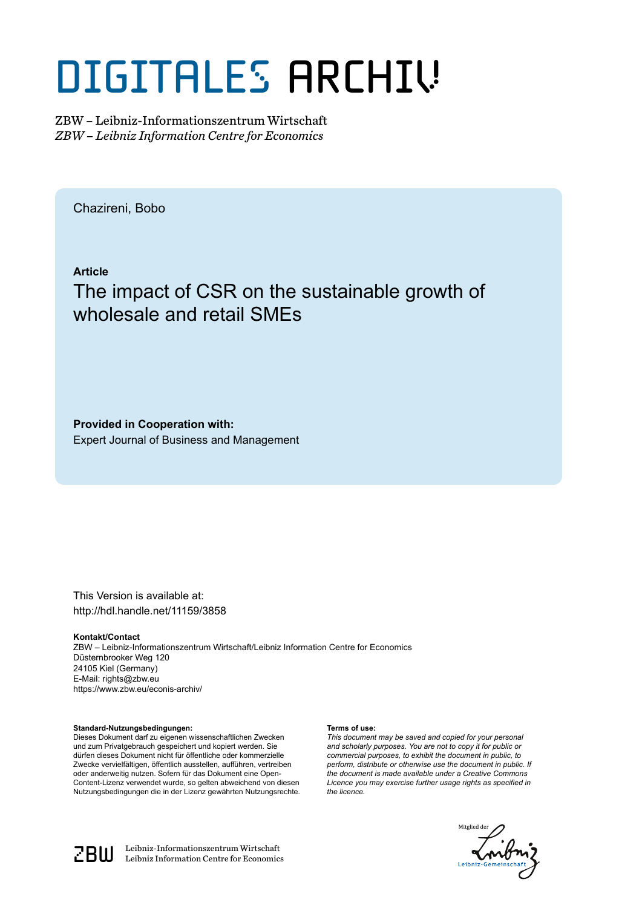# DIGITALES ARCHIV

ZBW – Leibniz-Informationszentrum Wirtschaft
*ZBW – Leibniz Information Centre for Economics*

Chazireni, Bobo

**Article**

## The impact of CSR on the sustainable growth of wholesale and retail SMEs

**Provided in Cooperation with:**
Expert Journal of Business and Management

This Version is available at:
http://hdl.handle.net/11159/3858

**Kontakt/Contact**
ZBW – Leibniz-Informationszentrum Wirtschaft/Leibniz Information Centre for Economics
Düsternbrooker Weg 120
24105 Kiel (Germany)
E-Mail: rights@zbw.eu
https://www.zbw.eu/econis-archiv/

**Standard-Nutzungsbedingungen:**
Dieses Dokument darf zu eigenen wissenschaftlichen Zwecken und zum Privatgebrauch gespeichert und kopiert werden. Sie dürfen dieses Dokument nicht für öffentliche oder kommerzielle Zwecke vervielfältigen, öffentlich ausstellen, aufführen, vertreiben oder anderweitig nutzen. Sofern für das Dokument eine Open-Content-Lizenz verwendet wurde, so gelten abweichend von diesen Nutzungsbedingungen die in der Lizenz gewährten Nutzungsrechte.

**Terms of use:**
*This document may be saved and copied for your personal and scholarly purposes. You are not to copy it for public or commercial purposes, to exhibit the document in public, to perform, distribute or otherwise use the document in public. If the document is made available under a Creative Commons Licence you may exercise further usage rights as specified in the licence.*

ZBW Leibniz-Informationszentrum Wirtschaft
Leibniz Information Centre for Economics

Mitglied der Leibniz-Gemeinschaft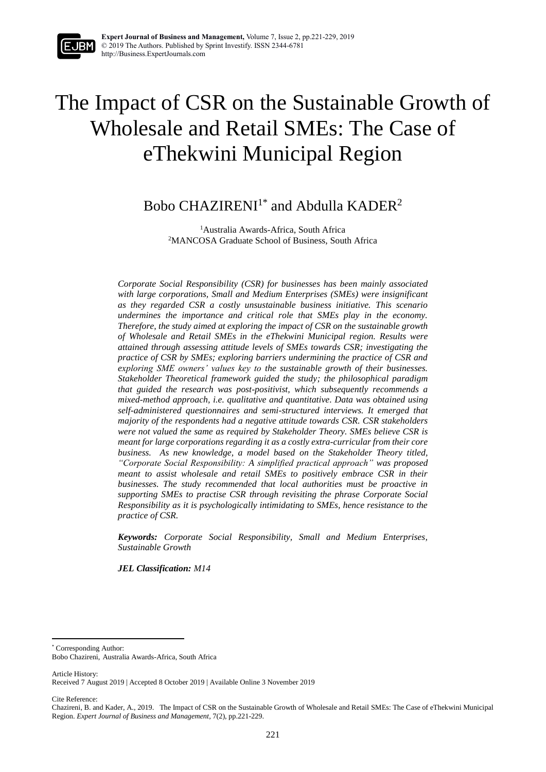# The Impact of CSR on the Sustainable Growth of Wholesale and Retail SMEs: The Case of eThekwini Municipal Region

Bobo CHAZIRENI[1*] and Abdulla KADER[2]

[1]Australia Awards-Africa, South Africa
[2]MANCOSA Graduate School of Business, South Africa

*Corporate Social Responsibility (CSR) for businesses has been mainly associated with large corporations, Small and Medium Enterprises (SMEs) were insignificant as they regarded CSR a costly unsustainable business initiative. This scenario undermines the importance and critical role that SMEs play in the economy. Therefore, the study aimed at exploring the impact of CSR on the sustainable growth of Wholesale and Retail SMEs in the eThekwini Municipal region. Results were attained through assessing attitude levels of SMEs towards CSR; investigating the practice of CSR by SMEs; exploring barriers undermining the practice of CSR and exploring SME owners' values key to the sustainable growth of their businesses. Stakeholder Theoretical framework guided the study; the philosophical paradigm that guided the research was post-positivist, which subsequently recommends a mixed-method approach, i.e. qualitative and quantitative. Data was obtained using self-administered questionnaires and semi-structured interviews. It emerged that majority of the respondents had a negative attitude towards CSR. CSR stakeholders were not valued the same as required by Stakeholder Theory. SMEs believe CSR is meant for large corporations regarding it as a costly extra-curricular from their core business. As new knowledge, a model based on the Stakeholder Theory titled, "Corporate Social Responsibility: A simplified practical approach" was proposed meant to assist wholesale and retail SMEs to positively embrace CSR in their businesses. The study recommended that local authorities must be proactive in supporting SMEs to practise CSR through revisiting the phrase Corporate Social Responsibility as it is psychologically intimidating to SMEs, hence resistance to the practice of CSR.*

***Keywords:*** *Corporate Social Responsibility, Small and Medium Enterprises, Sustainable Growth*

***JEL Classification:*** *M14*

---

[*] Corresponding Author:
Bobo Chazireni, Australia Awards-Africa, South Africa

Article History:
Received 7 August 2019 | Accepted 8 October 2019 | Available Online 3 November 2019

Cite Reference:
Chazireni, B. and Kader, A., 2019. The Impact of CSR on the Sustainable Growth of Wholesale and Retail SMEs: The Case of eThekwini Municipal Region. *Expert Journal of Business and Management*, 7(2), pp.221-229.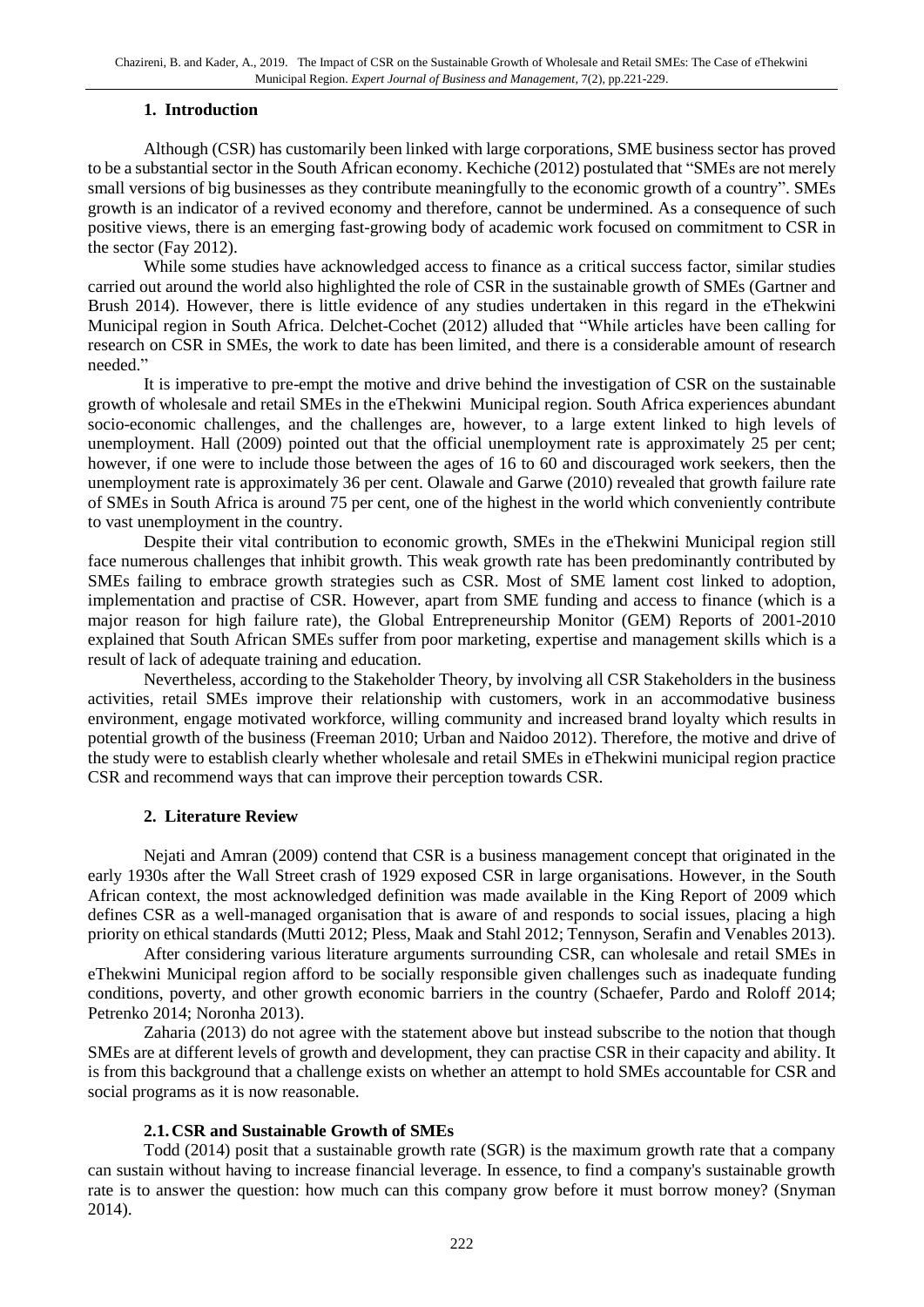## 1. Introduction

Although (CSR) has customarily been linked with large corporations, SME business sector has proved to be a substantial sector in the South African economy. Kechiche (2012) postulated that "SMEs are not merely small versions of big businesses as they contribute meaningfully to the economic growth of a country". SMEs growth is an indicator of a revived economy and therefore, cannot be undermined. As a consequence of such positive views, there is an emerging fast-growing body of academic work focused on commitment to CSR in the sector (Fay 2012).

While some studies have acknowledged access to finance as a critical success factor, similar studies carried out around the world also highlighted the role of CSR in the sustainable growth of SMEs (Gartner and Brush 2014). However, there is little evidence of any studies undertaken in this regard in the eThekwini Municipal region in South Africa. Delchet-Cochet (2012) alluded that "While articles have been calling for research on CSR in SMEs, the work to date has been limited, and there is a considerable amount of research needed."

It is imperative to pre-empt the motive and drive behind the investigation of CSR on the sustainable growth of wholesale and retail SMEs in the eThekwini Municipal region. South Africa experiences abundant socio-economic challenges, and the challenges are, however, to a large extent linked to high levels of unemployment. Hall (2009) pointed out that the official unemployment rate is approximately 25 per cent; however, if one were to include those between the ages of 16 to 60 and discouraged work seekers, then the unemployment rate is approximately 36 per cent. Olawale and Garwe (2010) revealed that growth failure rate of SMEs in South Africa is around 75 per cent, one of the highest in the world which conveniently contribute to vast unemployment in the country.

Despite their vital contribution to economic growth, SMEs in the eThekwini Municipal region still face numerous challenges that inhibit growth. This weak growth rate has been predominantly contributed by SMEs failing to embrace growth strategies such as CSR. Most of SME lament cost linked to adoption, implementation and practise of CSR. However, apart from SME funding and access to finance (which is a major reason for high failure rate), the Global Entrepreneurship Monitor (GEM) Reports of 2001-2010 explained that South African SMEs suffer from poor marketing, expertise and management skills which is a result of lack of adequate training and education.

Nevertheless, according to the Stakeholder Theory, by involving all CSR Stakeholders in the business activities, retail SMEs improve their relationship with customers, work in an accommodative business environment, engage motivated workforce, willing community and increased brand loyalty which results in potential growth of the business (Freeman 2010; Urban and Naidoo 2012). Therefore, the motive and drive of the study were to establish clearly whether wholesale and retail SMEs in eThekwini municipal region practice CSR and recommend ways that can improve their perception towards CSR.

## 2. Literature Review

Nejati and Amran (2009) contend that CSR is a business management concept that originated in the early 1930s after the Wall Street crash of 1929 exposed CSR in large organisations. However, in the South African context, the most acknowledged definition was made available in the King Report of 2009 which defines CSR as a well-managed organisation that is aware of and responds to social issues, placing a high priority on ethical standards (Mutti 2012; Pless, Maak and Stahl 2012; Tennyson, Serafin and Venables 2013).

After considering various literature arguments surrounding CSR, can wholesale and retail SMEs in eThekwini Municipal region afford to be socially responsible given challenges such as inadequate funding conditions, poverty, and other growth economic barriers in the country (Schaefer, Pardo and Roloff 2014; Petrenko 2014; Noronha 2013).

Zaharia (2013) do not agree with the statement above but instead subscribe to the notion that though SMEs are at different levels of growth and development, they can practise CSR in their capacity and ability. It is from this background that a challenge exists on whether an attempt to hold SMEs accountable for CSR and social programs as it is now reasonable.

### 2.1. CSR and Sustainable Growth of SMEs

Todd (2014) posit that a sustainable growth rate (SGR) is the maximum growth rate that a company can sustain without having to increase financial leverage. In essence, to find a company's sustainable growth rate is to answer the question: how much can this company grow before it must borrow money? (Snyman 2014).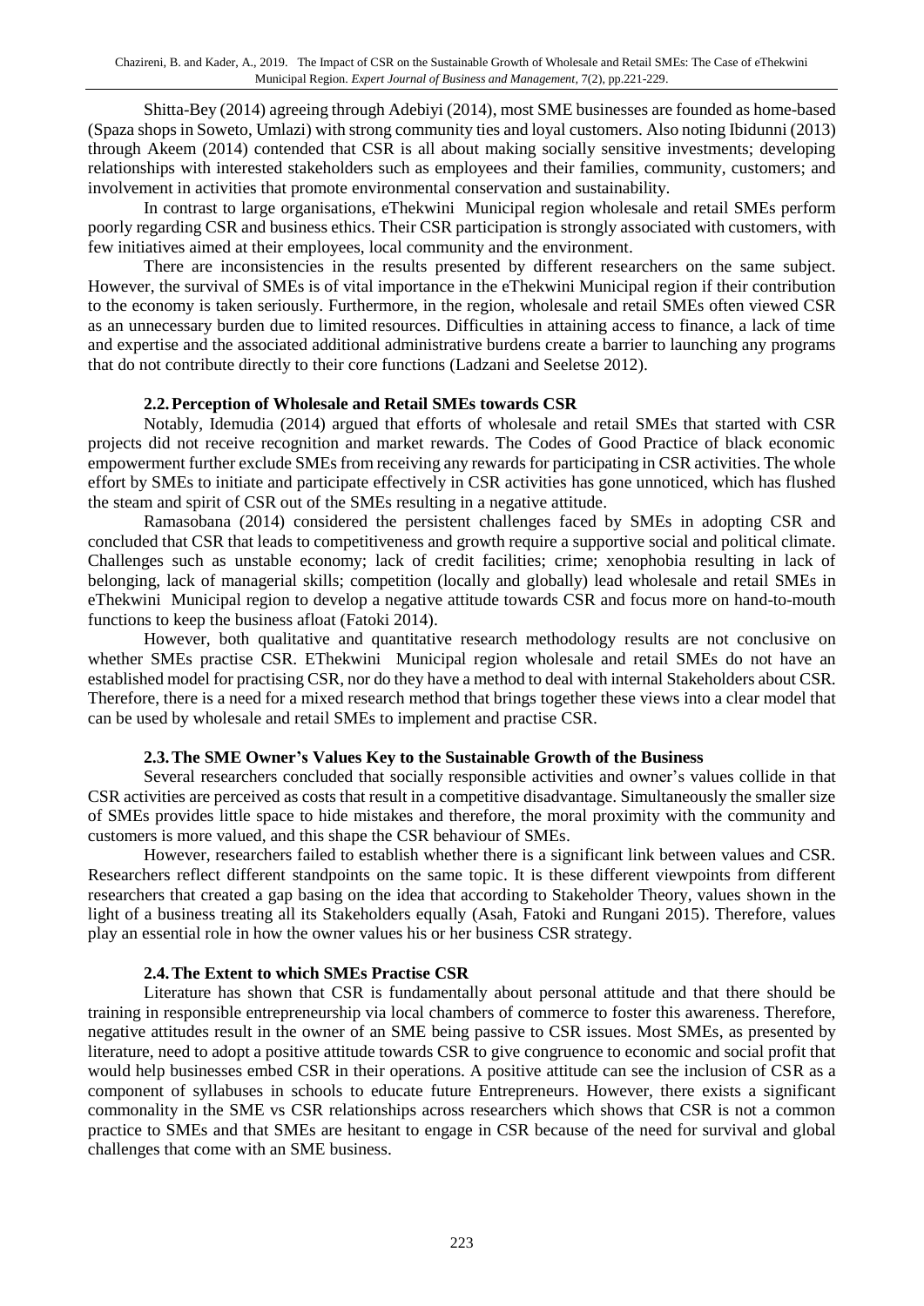Shitta-Bey (2014) agreeing through Adebiyi (2014), most SME businesses are founded as home-based (Spaza shops in Soweto, Umlazi) with strong community ties and loyal customers. Also noting Ibidunni (2013) through Akeem (2014) contended that CSR is all about making socially sensitive investments; developing relationships with interested stakeholders such as employees and their families, community, customers; and involvement in activities that promote environmental conservation and sustainability.

In contrast to large organisations, eThekwini Municipal region wholesale and retail SMEs perform poorly regarding CSR and business ethics. Their CSR participation is strongly associated with customers, with few initiatives aimed at their employees, local community and the environment.

There are inconsistencies in the results presented by different researchers on the same subject. However, the survival of SMEs is of vital importance in the eThekwini Municipal region if their contribution to the economy is taken seriously. Furthermore, in the region, wholesale and retail SMEs often viewed CSR as an unnecessary burden due to limited resources. Difficulties in attaining access to finance, a lack of time and expertise and the associated additional administrative burdens create a barrier to launching any programs that do not contribute directly to their core functions (Ladzani and Seeletse 2012).

### 2.2. Perception of Wholesale and Retail SMEs towards CSR

Notably, Idemudia (2014) argued that efforts of wholesale and retail SMEs that started with CSR projects did not receive recognition and market rewards. The Codes of Good Practice of black economic empowerment further exclude SMEs from receiving any rewards for participating in CSR activities. The whole effort by SMEs to initiate and participate effectively in CSR activities has gone unnoticed, which has flushed the steam and spirit of CSR out of the SMEs resulting in a negative attitude.

Ramasobana (2014) considered the persistent challenges faced by SMEs in adopting CSR and concluded that CSR that leads to competitiveness and growth require a supportive social and political climate. Challenges such as unstable economy; lack of credit facilities; crime; xenophobia resulting in lack of belonging, lack of managerial skills; competition (locally and globally) lead wholesale and retail SMEs in eThekwini Municipal region to develop a negative attitude towards CSR and focus more on hand-to-mouth functions to keep the business afloat (Fatoki 2014).

However, both qualitative and quantitative research methodology results are not conclusive on whether SMEs practise CSR. EThekwini Municipal region wholesale and retail SMEs do not have an established model for practising CSR, nor do they have a method to deal with internal Stakeholders about CSR. Therefore, there is a need for a mixed research method that brings together these views into a clear model that can be used by wholesale and retail SMEs to implement and practise CSR.

### 2.3. The SME Owner's Values Key to the Sustainable Growth of the Business

Several researchers concluded that socially responsible activities and owner's values collide in that CSR activities are perceived as costs that result in a competitive disadvantage. Simultaneously the smaller size of SMEs provides little space to hide mistakes and therefore, the moral proximity with the community and customers is more valued, and this shape the CSR behaviour of SMEs.

However, researchers failed to establish whether there is a significant link between values and CSR. Researchers reflect different standpoints on the same topic. It is these different viewpoints from different researchers that created a gap basing on the idea that according to Stakeholder Theory, values shown in the light of a business treating all its Stakeholders equally (Asah, Fatoki and Rungani 2015). Therefore, values play an essential role in how the owner values his or her business CSR strategy.

### 2.4. The Extent to which SMEs Practise CSR

Literature has shown that CSR is fundamentally about personal attitude and that there should be training in responsible entrepreneurship via local chambers of commerce to foster this awareness. Therefore, negative attitudes result in the owner of an SME being passive to CSR issues. Most SMEs, as presented by literature, need to adopt a positive attitude towards CSR to give congruence to economic and social profit that would help businesses embed CSR in their operations. A positive attitude can see the inclusion of CSR as a component of syllabuses in schools to educate future Entrepreneurs. However, there exists a significant commonality in the SME vs CSR relationships across researchers which shows that CSR is not a common practice to SMEs and that SMEs are hesitant to engage in CSR because of the need for survival and global challenges that come with an SME business.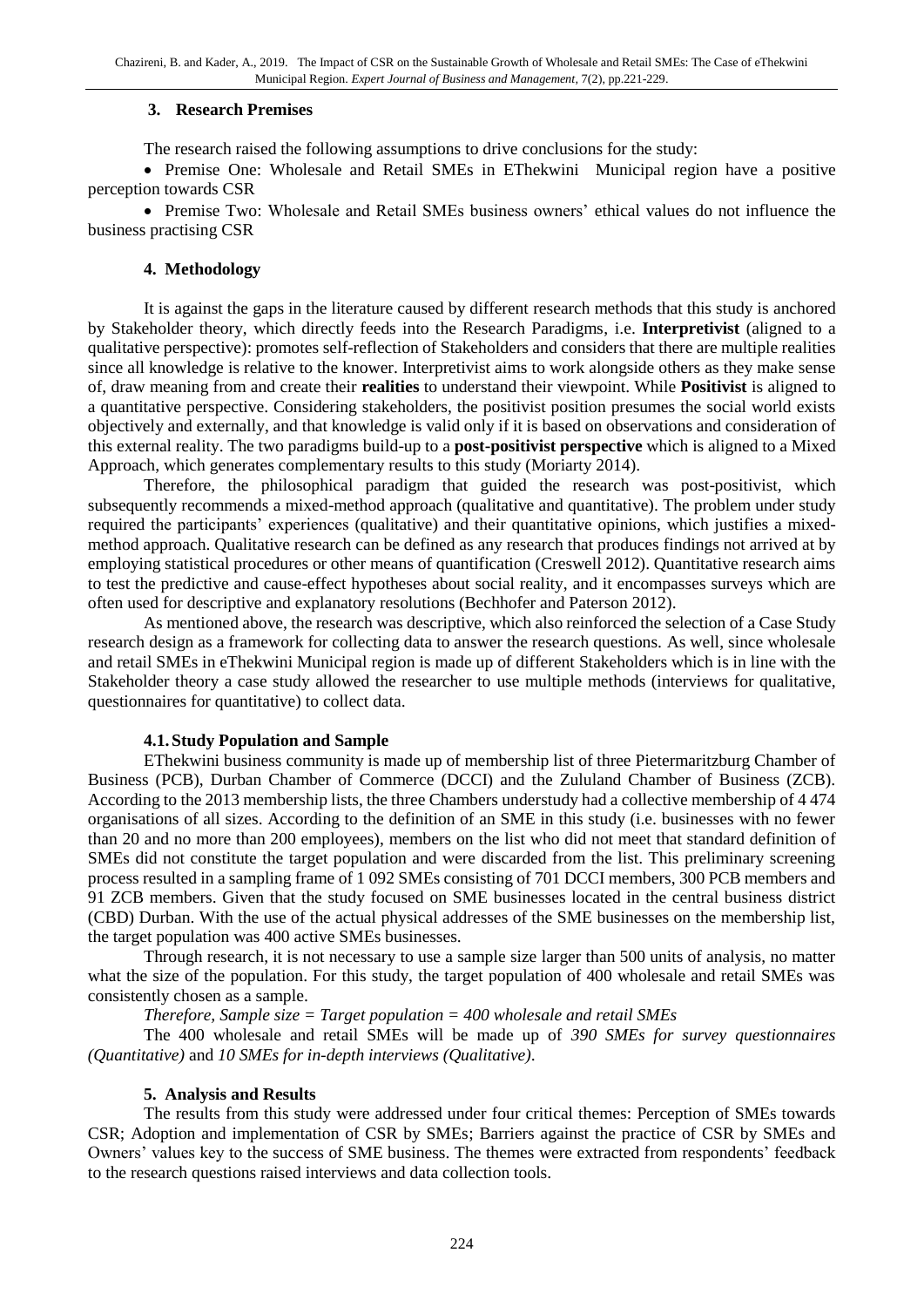## 3. Research Premises

The research raised the following assumptions to drive conclusions for the study:

- Premise One: Wholesale and Retail SMEs in EThekwini Municipal region have a positive perception towards CSR
- Premise Two: Wholesale and Retail SMEs business owners' ethical values do not influence the business practising CSR

## 4. Methodology

It is against the gaps in the literature caused by different research methods that this study is anchored by Stakeholder theory, which directly feeds into the Research Paradigms, i.e. **Interpretivist** (aligned to a qualitative perspective): promotes self-reflection of Stakeholders and considers that there are multiple realities since all knowledge is relative to the knower. Interpretivist aims to work alongside others as they make sense of, draw meaning from and create their **realities** to understand their viewpoint. While **Positivist** is aligned to a quantitative perspective. Considering stakeholders, the positivist position presumes the social world exists objectively and externally, and that knowledge is valid only if it is based on observations and consideration of this external reality. The two paradigms build-up to a **post-positivist perspective** which is aligned to a Mixed Approach, which generates complementary results to this study (Moriarty 2014).

Therefore, the philosophical paradigm that guided the research was post-positivist, which subsequently recommends a mixed-method approach (qualitative and quantitative). The problem under study required the participants' experiences (qualitative) and their quantitative opinions, which justifies a mixed-method approach. Qualitative research can be defined as any research that produces findings not arrived at by employing statistical procedures or other means of quantification (Creswell 2012). Quantitative research aims to test the predictive and cause-effect hypotheses about social reality, and it encompasses surveys which are often used for descriptive and explanatory resolutions (Bechhofer and Paterson 2012).

As mentioned above, the research was descriptive, which also reinforced the selection of a Case Study research design as a framework for collecting data to answer the research questions. As well, since wholesale and retail SMEs in eThekwini Municipal region is made up of different Stakeholders which is in line with the Stakeholder theory a case study allowed the researcher to use multiple methods (interviews for qualitative, questionnaires for quantitative) to collect data.

### 4.1. Study Population and Sample

EThekwini business community is made up of membership list of three Pietermaritzburg Chamber of Business (PCB), Durban Chamber of Commerce (DCCI) and the Zululand Chamber of Business (ZCB). According to the 2013 membership lists, the three Chambers understudy had a collective membership of 4 474 organisations of all sizes. According to the definition of an SME in this study (i.e. businesses with no fewer than 20 and no more than 200 employees), members on the list who did not meet that standard definition of SMEs did not constitute the target population and were discarded from the list. This preliminary screening process resulted in a sampling frame of 1 092 SMEs consisting of 701 DCCI members, 300 PCB members and 91 ZCB members. Given that the study focused on SME businesses located in the central business district (CBD) Durban. With the use of the actual physical addresses of the SME businesses on the membership list, the target population was 400 active SMEs businesses.

Through research, it is not necessary to use a sample size larger than 500 units of analysis, no matter what the size of the population. For this study, the target population of 400 wholesale and retail SMEs was consistently chosen as a sample.

*Therefore, Sample size = Target population = 400 wholesale and retail SMEs*

The 400 wholesale and retail SMEs will be made up of *390 SMEs for survey questionnaires (Quantitative)* and *10 SMEs for in-depth interviews (Qualitative)*.

## 5. Analysis and Results

The results from this study were addressed under four critical themes: Perception of SMEs towards CSR; Adoption and implementation of CSR by SMEs; Barriers against the practice of CSR by SMEs and Owners' values key to the success of SME business. The themes were extracted from respondents' feedback to the research questions raised interviews and data collection tools.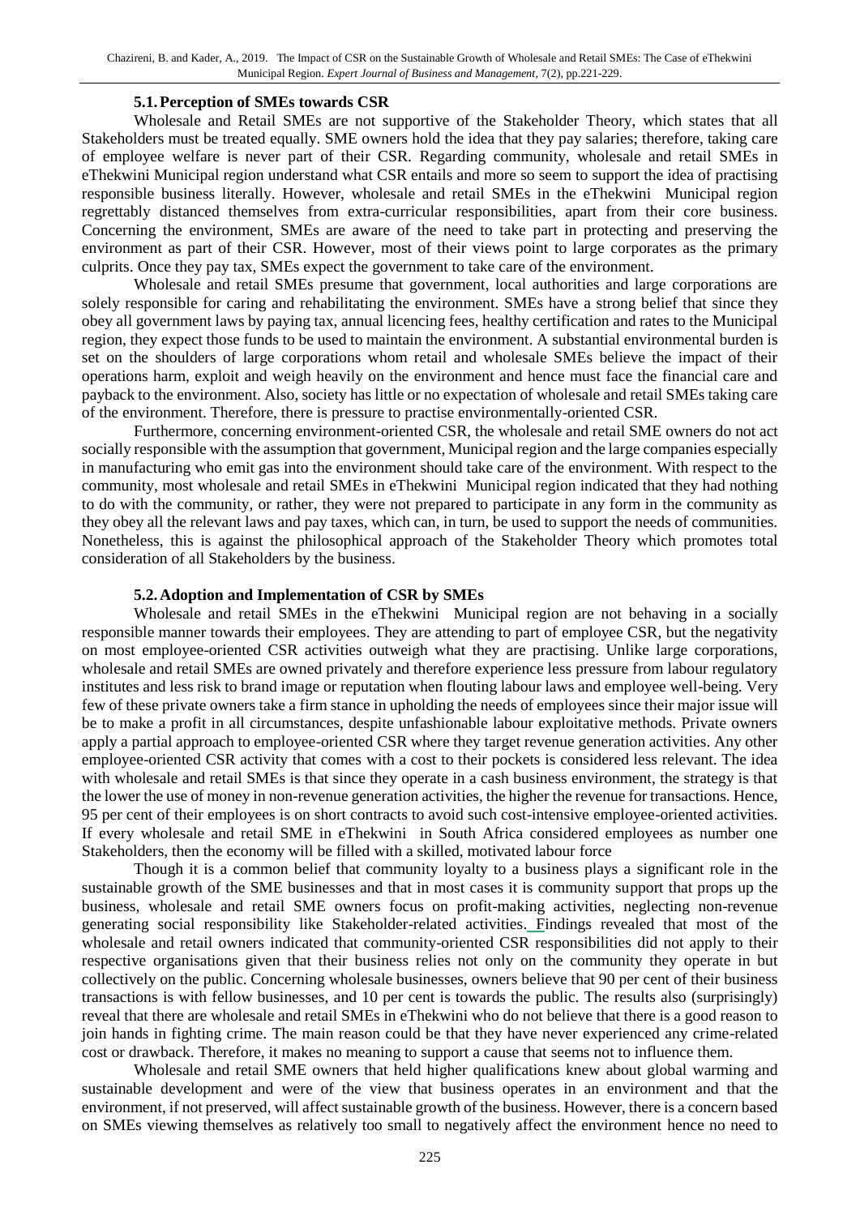### 5.1. Perception of SMEs towards CSR

Wholesale and Retail SMEs are not supportive of the Stakeholder Theory, which states that all Stakeholders must be treated equally. SME owners hold the idea that they pay salaries; therefore, taking care of employee welfare is never part of their CSR. Regarding community, wholesale and retail SMEs in eThekwini Municipal region understand what CSR entails and more so seem to support the idea of practising responsible business literally. However, wholesale and retail SMEs in the eThekwini Municipal region regrettably distanced themselves from extra-curricular responsibilities, apart from their core business. Concerning the environment, SMEs are aware of the need to take part in protecting and preserving the environment as part of their CSR. However, most of their views point to large corporates as the primary culprits. Once they pay tax, SMEs expect the government to take care of the environment.

Wholesale and retail SMEs presume that government, local authorities and large corporations are solely responsible for caring and rehabilitating the environment. SMEs have a strong belief that since they obey all government laws by paying tax, annual licencing fees, healthy certification and rates to the Municipal region, they expect those funds to be used to maintain the environment. A substantial environmental burden is set on the shoulders of large corporations whom retail and wholesale SMEs believe the impact of their operations harm, exploit and weigh heavily on the environment and hence must face the financial care and payback to the environment. Also, society has little or no expectation of wholesale and retail SMEs taking care of the environment. Therefore, there is pressure to practise environmentally-oriented CSR.

Furthermore, concerning environment-oriented CSR, the wholesale and retail SME owners do not act socially responsible with the assumption that government, Municipal region and the large companies especially in manufacturing who emit gas into the environment should take care of the environment. With respect to the community, most wholesale and retail SMEs in eThekwini Municipal region indicated that they had nothing to do with the community, or rather, they were not prepared to participate in any form in the community as they obey all the relevant laws and pay taxes, which can, in turn, be used to support the needs of communities. Nonetheless, this is against the philosophical approach of the Stakeholder Theory which promotes total consideration of all Stakeholders by the business.

### 5.2. Adoption and Implementation of CSR by SMEs

Wholesale and retail SMEs in the eThekwini Municipal region are not behaving in a socially responsible manner towards their employees. They are attending to part of employee CSR, but the negativity on most employee-oriented CSR activities outweigh what they are practising. Unlike large corporations, wholesale and retail SMEs are owned privately and therefore experience less pressure from labour regulatory institutes and less risk to brand image or reputation when flouting labour laws and employee well-being. Very few of these private owners take a firm stance in upholding the needs of employees since their major issue will be to make a profit in all circumstances, despite unfashionable labour exploitative methods. Private owners apply a partial approach to employee-oriented CSR where they target revenue generation activities. Any other employee-oriented CSR activity that comes with a cost to their pockets is considered less relevant. The idea with wholesale and retail SMEs is that since they operate in a cash business environment, the strategy is that the lower the use of money in non-revenue generation activities, the higher the revenue for transactions. Hence, 95 per cent of their employees is on short contracts to avoid such cost-intensive employee-oriented activities. If every wholesale and retail SME in eThekwini in South Africa considered employees as number one Stakeholders, then the economy will be filled with a skilled, motivated labour force

Though it is a common belief that community loyalty to a business plays a significant role in the sustainable growth of the SME businesses and that in most cases it is community support that props up the business, wholesale and retail SME owners focus on profit-making activities, neglecting non-revenue generating social responsibility like Stakeholder-related activities. Findings revealed that most of the wholesale and retail owners indicated that community-oriented CSR responsibilities did not apply to their respective organisations given that their business relies not only on the community they operate in but collectively on the public. Concerning wholesale businesses, owners believe that 90 per cent of their business transactions is with fellow businesses, and 10 per cent is towards the public. The results also (surprisingly) reveal that there are wholesale and retail SMEs in eThekwini who do not believe that there is a good reason to join hands in fighting crime. The main reason could be that they have never experienced any crime-related cost or drawback. Therefore, it makes no meaning to support a cause that seems not to influence them.

Wholesale and retail SME owners that held higher qualifications knew about global warming and sustainable development and were of the view that business operates in an environment and that the environment, if not preserved, will affect sustainable growth of the business. However, there is a concern based on SMEs viewing themselves as relatively too small to negatively affect the environment hence no need to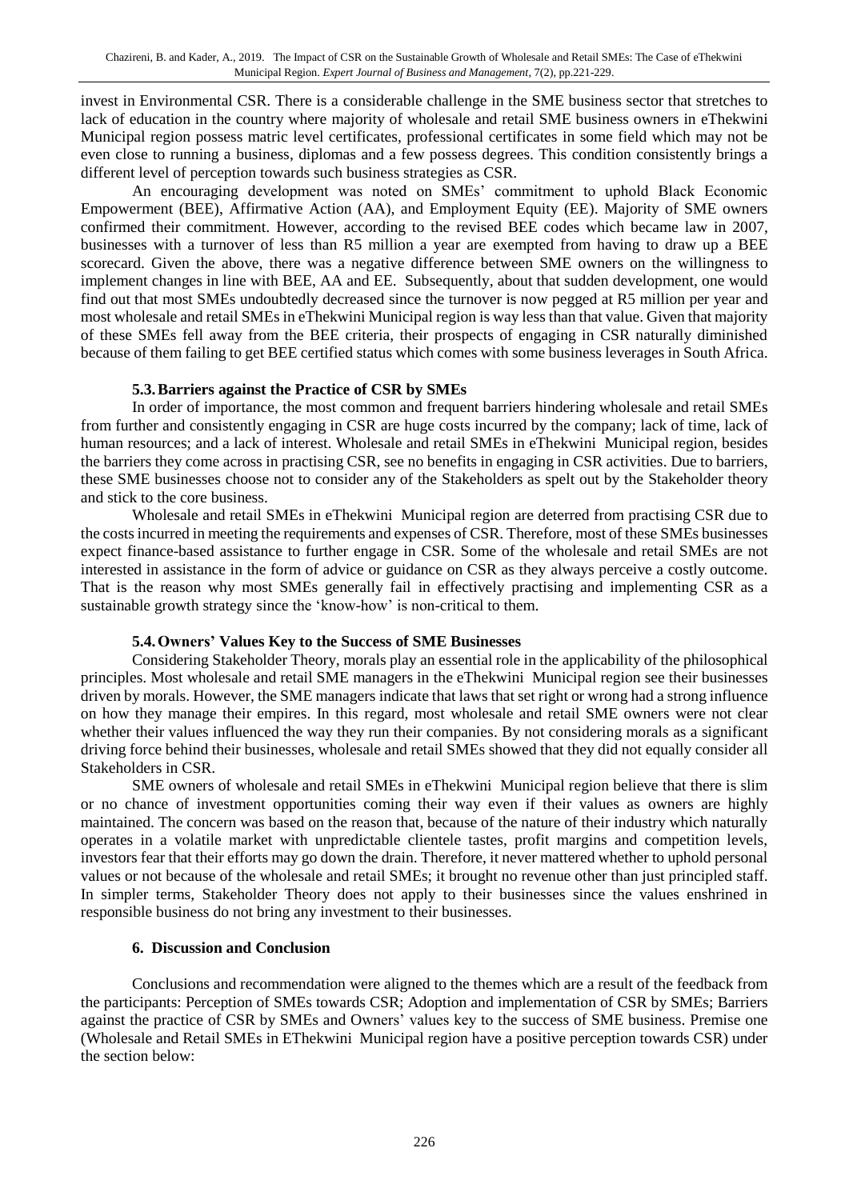invest in Environmental CSR. There is a considerable challenge in the SME business sector that stretches to lack of education in the country where majority of wholesale and retail SME business owners in eThekwini Municipal region possess matric level certificates, professional certificates in some field which may not be even close to running a business, diplomas and a few possess degrees. This condition consistently brings a different level of perception towards such business strategies as CSR.

An encouraging development was noted on SMEs' commitment to uphold Black Economic Empowerment (BEE), Affirmative Action (AA), and Employment Equity (EE). Majority of SME owners confirmed their commitment. However, according to the revised BEE codes which became law in 2007, businesses with a turnover of less than R5 million a year are exempted from having to draw up a BEE scorecard. Given the above, there was a negative difference between SME owners on the willingness to implement changes in line with BEE, AA and EE. Subsequently, about that sudden development, one would find out that most SMEs undoubtedly decreased since the turnover is now pegged at R5 million per year and most wholesale and retail SMEs in eThekwini Municipal region is way less than that value. Given that majority of these SMEs fell away from the BEE criteria, their prospects of engaging in CSR naturally diminished because of them failing to get BEE certified status which comes with some business leverages in South Africa.

### 5.3. Barriers against the Practice of CSR by SMEs

In order of importance, the most common and frequent barriers hindering wholesale and retail SMEs from further and consistently engaging in CSR are huge costs incurred by the company; lack of time, lack of human resources; and a lack of interest. Wholesale and retail SMEs in eThekwini Municipal region, besides the barriers they come across in practising CSR, see no benefits in engaging in CSR activities. Due to barriers, these SME businesses choose not to consider any of the Stakeholders as spelt out by the Stakeholder theory and stick to the core business.

Wholesale and retail SMEs in eThekwini Municipal region are deterred from practising CSR due to the costs incurred in meeting the requirements and expenses of CSR. Therefore, most of these SMEs businesses expect finance-based assistance to further engage in CSR. Some of the wholesale and retail SMEs are not interested in assistance in the form of advice or guidance on CSR as they always perceive a costly outcome. That is the reason why most SMEs generally fail in effectively practising and implementing CSR as a sustainable growth strategy since the 'know-how' is non-critical to them.

### 5.4. Owners' Values Key to the Success of SME Businesses

Considering Stakeholder Theory, morals play an essential role in the applicability of the philosophical principles. Most wholesale and retail SME managers in the eThekwini Municipal region see their businesses driven by morals. However, the SME managers indicate that laws that set right or wrong had a strong influence on how they manage their empires. In this regard, most wholesale and retail SME owners were not clear whether their values influenced the way they run their companies. By not considering morals as a significant driving force behind their businesses, wholesale and retail SMEs showed that they did not equally consider all Stakeholders in CSR.

SME owners of wholesale and retail SMEs in eThekwini Municipal region believe that there is slim or no chance of investment opportunities coming their way even if their values as owners are highly maintained. The concern was based on the reason that, because of the nature of their industry which naturally operates in a volatile market with unpredictable clientele tastes, profit margins and competition levels, investors fear that their efforts may go down the drain. Therefore, it never mattered whether to uphold personal values or not because of the wholesale and retail SMEs; it brought no revenue other than just principled staff. In simpler terms, Stakeholder Theory does not apply to their businesses since the values enshrined in responsible business do not bring any investment to their businesses.

## 6. Discussion and Conclusion

Conclusions and recommendation were aligned to the themes which are a result of the feedback from the participants: Perception of SMEs towards CSR; Adoption and implementation of CSR by SMEs; Barriers against the practice of CSR by SMEs and Owners' values key to the success of SME business. Premise one (Wholesale and Retail SMEs in EThekwini Municipal region have a positive perception towards CSR) under the section below: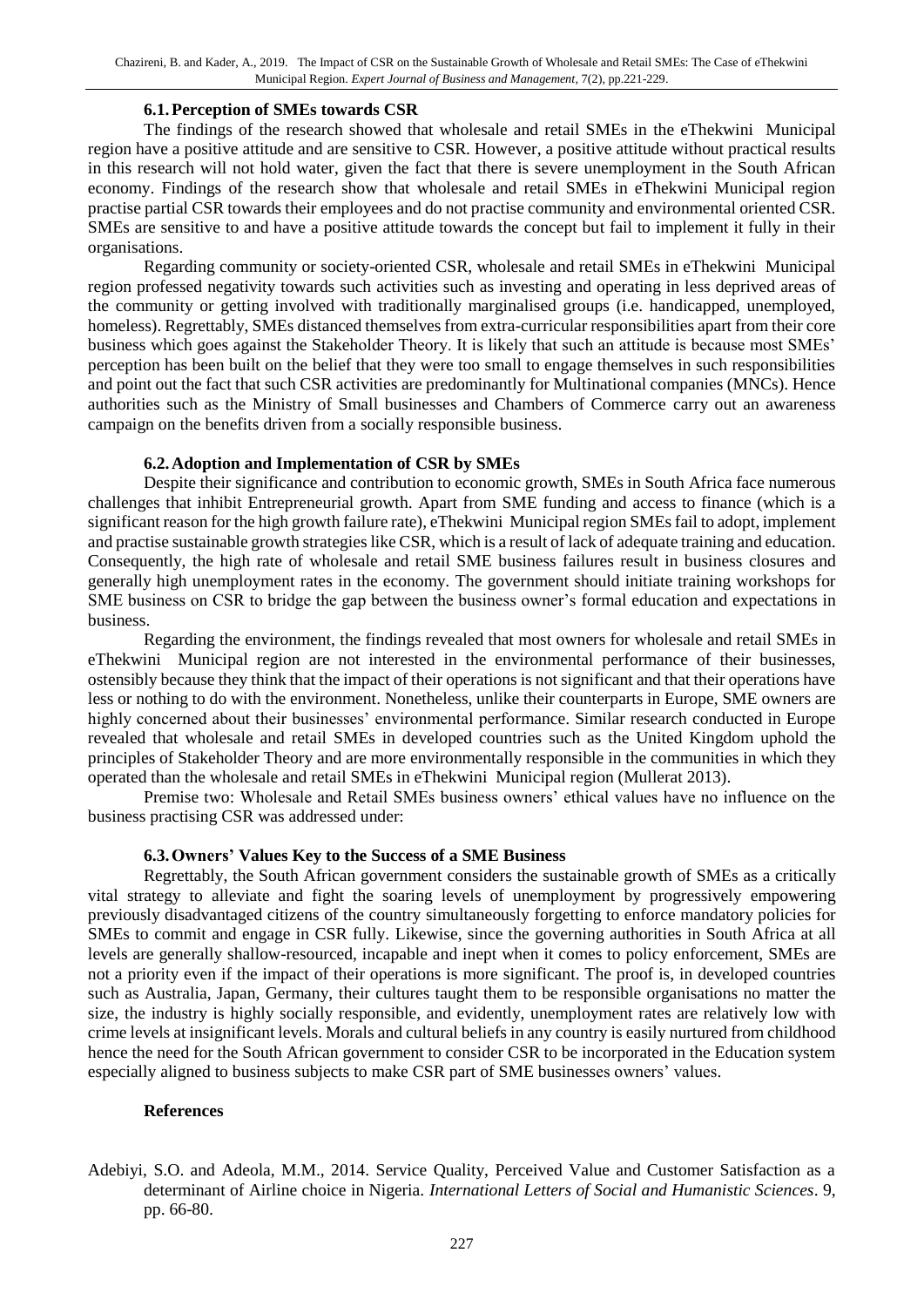### 6.1. Perception of SMEs towards CSR

The findings of the research showed that wholesale and retail SMEs in the eThekwini Municipal region have a positive attitude and are sensitive to CSR. However, a positive attitude without practical results in this research will not hold water, given the fact that there is severe unemployment in the South African economy. Findings of the research show that wholesale and retail SMEs in eThekwini Municipal region practise partial CSR towards their employees and do not practise community and environmental oriented CSR. SMEs are sensitive to and have a positive attitude towards the concept but fail to implement it fully in their organisations.

Regarding community or society-oriented CSR, wholesale and retail SMEs in eThekwini Municipal region professed negativity towards such activities such as investing and operating in less deprived areas of the community or getting involved with traditionally marginalised groups (i.e. handicapped, unemployed, homeless). Regrettably, SMEs distanced themselves from extra-curricular responsibilities apart from their core business which goes against the Stakeholder Theory. It is likely that such an attitude is because most SMEs' perception has been built on the belief that they were too small to engage themselves in such responsibilities and point out the fact that such CSR activities are predominantly for Multinational companies (MNCs). Hence authorities such as the Ministry of Small businesses and Chambers of Commerce carry out an awareness campaign on the benefits driven from a socially responsible business.

### 6.2. Adoption and Implementation of CSR by SMEs

Despite their significance and contribution to economic growth, SMEs in South Africa face numerous challenges that inhibit Entrepreneurial growth. Apart from SME funding and access to finance (which is a significant reason for the high growth failure rate), eThekwini Municipal region SMEs fail to adopt, implement and practise sustainable growth strategies like CSR, which is a result of lack of adequate training and education. Consequently, the high rate of wholesale and retail SME business failures result in business closures and generally high unemployment rates in the economy. The government should initiate training workshops for SME business on CSR to bridge the gap between the business owner's formal education and expectations in business.

Regarding the environment, the findings revealed that most owners for wholesale and retail SMEs in eThekwini Municipal region are not interested in the environmental performance of their businesses, ostensibly because they think that the impact of their operations is not significant and that their operations have less or nothing to do with the environment. Nonetheless, unlike their counterparts in Europe, SME owners are highly concerned about their businesses' environmental performance. Similar research conducted in Europe revealed that wholesale and retail SMEs in developed countries such as the United Kingdom uphold the principles of Stakeholder Theory and are more environmentally responsible in the communities in which they operated than the wholesale and retail SMEs in eThekwini Municipal region (Mullerat 2013).

Premise two: Wholesale and Retail SMEs business owners' ethical values have no influence on the business practising CSR was addressed under:

### 6.3. Owners' Values Key to the Success of a SME Business

Regrettably, the South African government considers the sustainable growth of SMEs as a critically vital strategy to alleviate and fight the soaring levels of unemployment by progressively empowering previously disadvantaged citizens of the country simultaneously forgetting to enforce mandatory policies for SMEs to commit and engage in CSR fully. Likewise, since the governing authorities in South Africa at all levels are generally shallow-resourced, incapable and inept when it comes to policy enforcement, SMEs are not a priority even if the impact of their operations is more significant. The proof is, in developed countries such as Australia, Japan, Germany, their cultures taught them to be responsible organisations no matter the size, the industry is highly socially responsible, and evidently, unemployment rates are relatively low with crime levels at insignificant levels. Morals and cultural beliefs in any country is easily nurtured from childhood hence the need for the South African government to consider CSR to be incorporated in the Education system especially aligned to business subjects to make CSR part of SME businesses owners' values.

### References

Adebiyi, S.O. and Adeola, M.M., 2014. Service Quality, Perceived Value and Customer Satisfaction as a determinant of Airline choice in Nigeria. *International Letters of Social and Humanistic Sciences*. 9, pp. 66-80.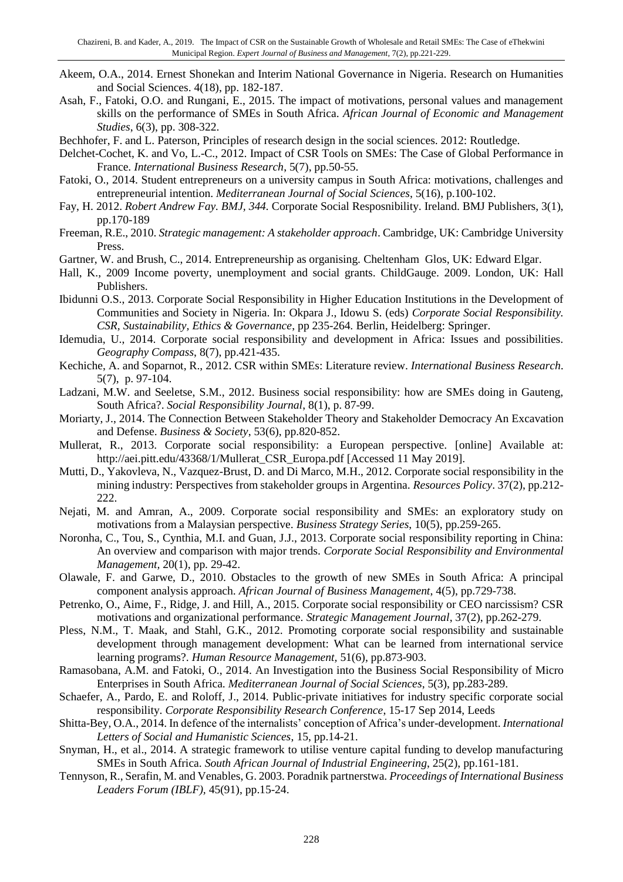Akeem, O.A., 2014. Ernest Shonekan and Interim National Governance in Nigeria. Research on Humanities and Social Sciences. 4(18), pp. 182-187.

Asah, F., Fatoki, O.O. and Rungani, E., 2015. The impact of motivations, personal values and management skills on the performance of SMEs in South Africa. *African Journal of Economic and Management Studies*, 6(3), pp. 308-322.

Bechhofer, F. and L. Paterson, Principles of research design in the social sciences. 2012: Routledge.

Delchet-Cochet, K. and Vo, L.-C., 2012. Impact of CSR Tools on SMEs: The Case of Global Performance in France. *International Business Research*, 5(7), pp.50-55.

Fatoki, O., 2014. Student entrepreneurs on a university campus in South Africa: motivations, challenges and entrepreneurial intention. *Mediterranean Journal of Social Sciences*, 5(16), p.100-102.

Fay, H. 2012. *Robert Andrew Fay. BMJ, 344.* Corporate Social Resposnibility. Ireland. BMJ Publishers, 3(1), pp.170-189

Freeman, R.E., 2010. *Strategic management: A stakeholder approach*. Cambridge, UK: Cambridge University Press.

Gartner, W. and Brush, C., 2014. Entrepreneurship as organising. Cheltenham Glos, UK: Edward Elgar.

Hall, K., 2009 Income poverty, unemployment and social grants. ChildGauge. 2009. London, UK: Hall Publishers.

Ibidunni O.S., 2013. Corporate Social Responsibility in Higher Education Institutions in the Development of Communities and Society in Nigeria. In: Okpara J., Idowu S. (eds) *Corporate Social Responsibility. CSR, Sustainability, Ethics & Governance*, pp 235-264. Berlin, Heidelberg: Springer.

Idemudia, U., 2014. Corporate social responsibility and development in Africa: Issues and possibilities. *Geography Compass*, 8(7), pp.421-435.

Kechiche, A. and Soparnot, R., 2012. CSR within SMEs: Literature review. *International Business Research*. 5(7), p. 97-104.

Ladzani, M.W. and Seeletse, S.M., 2012. Business social responsibility: how are SMEs doing in Gauteng, South Africa?. *Social Responsibility Journal*, 8(1), p. 87-99.

Moriarty, J., 2014. The Connection Between Stakeholder Theory and Stakeholder Democracy An Excavation and Defense. *Business & Society*, 53(6), pp.820-852.

Mullerat, R., 2013. Corporate social responsibility: a European perspective. [online] Available at: http://aei.pitt.edu/43368/1/Mullerat_CSR_Europa.pdf [Accessed 11 May 2019].

Mutti, D., Yakovleva, N., Vazquez-Brust, D. and Di Marco, M.H., 2012. Corporate social responsibility in the mining industry: Perspectives from stakeholder groups in Argentina. *Resources Policy*. 37(2), pp.212-222.

Nejati, M. and Amran, A., 2009. Corporate social responsibility and SMEs: an exploratory study on motivations from a Malaysian perspective. *Business Strategy Series*, 10(5), pp.259-265.

Noronha, C., Tou, S., Cynthia, M.I. and Guan, J.J., 2013. Corporate social responsibility reporting in China: An overview and comparison with major trends. *Corporate Social Responsibility and Environmental Management*, 20(1), pp. 29-42.

Olawale, F. and Garwe, D., 2010. Obstacles to the growth of new SMEs in South Africa: A principal component analysis approach. *African Journal of Business Management*, 4(5), pp.729-738.

Petrenko, O., Aime, F., Ridge, J. and Hill, A., 2015. Corporate social responsibility or CEO narcissism? CSR motivations and organizational performance. *Strategic Management Journal*, 37(2), pp.262-279.

Pless, N.M., T. Maak, and Stahl, G.K., 2012. Promoting corporate social responsibility and sustainable development through management development: What can be learned from international service learning programs?. *Human Resource Management*, 51(6), pp.873-903.

Ramasobana, A.M. and Fatoki, O., 2014. An Investigation into the Business Social Responsibility of Micro Enterprises in South Africa. *Mediterranean Journal of Social Sciences*, 5(3), pp.283-289.

Schaefer, A., Pardo, E. and Roloff, J., 2014. Public-private initiatives for industry specific corporate social responsibility. *Corporate Responsibility Research Conference*, 15-17 Sep 2014, Leeds

Shitta-Bey, O.A., 2014. In defence of the internalists' conception of Africa's under-development. *International Letters of Social and Humanistic Sciences*, 15, pp.14-21.

Snyman, H., et al., 2014. A strategic framework to utilise venture capital funding to develop manufacturing SMEs in South Africa. *South African Journal of Industrial Engineering*, 25(2), pp.161-181.

Tennyson, R., Serafin, M. and Venables, G. 2003. Poradnik partnerstwa. *Proceedings of International Business Leaders Forum (IBLF)*, 45(91), pp.15-24.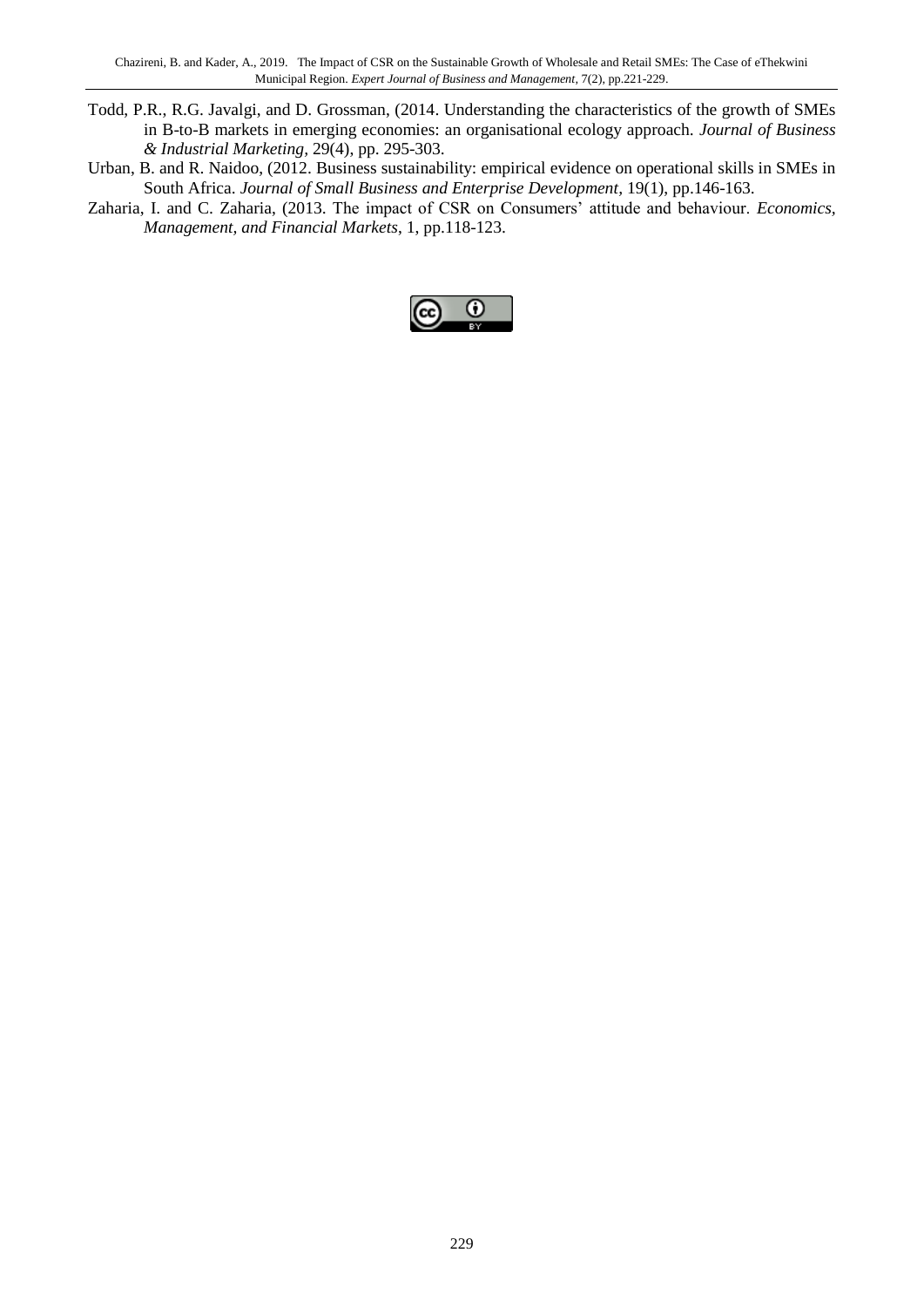Todd, P.R., R.G. Javalgi, and D. Grossman, (2014. Understanding the characteristics of the growth of SMEs in B-to-B markets in emerging economies: an organisational ecology approach. *Journal of Business & Industrial Marketing*, 29(4), pp. 295-303.

Urban, B. and R. Naidoo, (2012. Business sustainability: empirical evidence on operational skills in SMEs in South Africa. *Journal of Small Business and Enterprise Development*, 19(1), pp.146-163.

Zaharia, I. and C. Zaharia, (2013. The impact of CSR on Consumers' attitude and behaviour. *Economics, Management, and Financial Markets*, 1, pp.118-123.